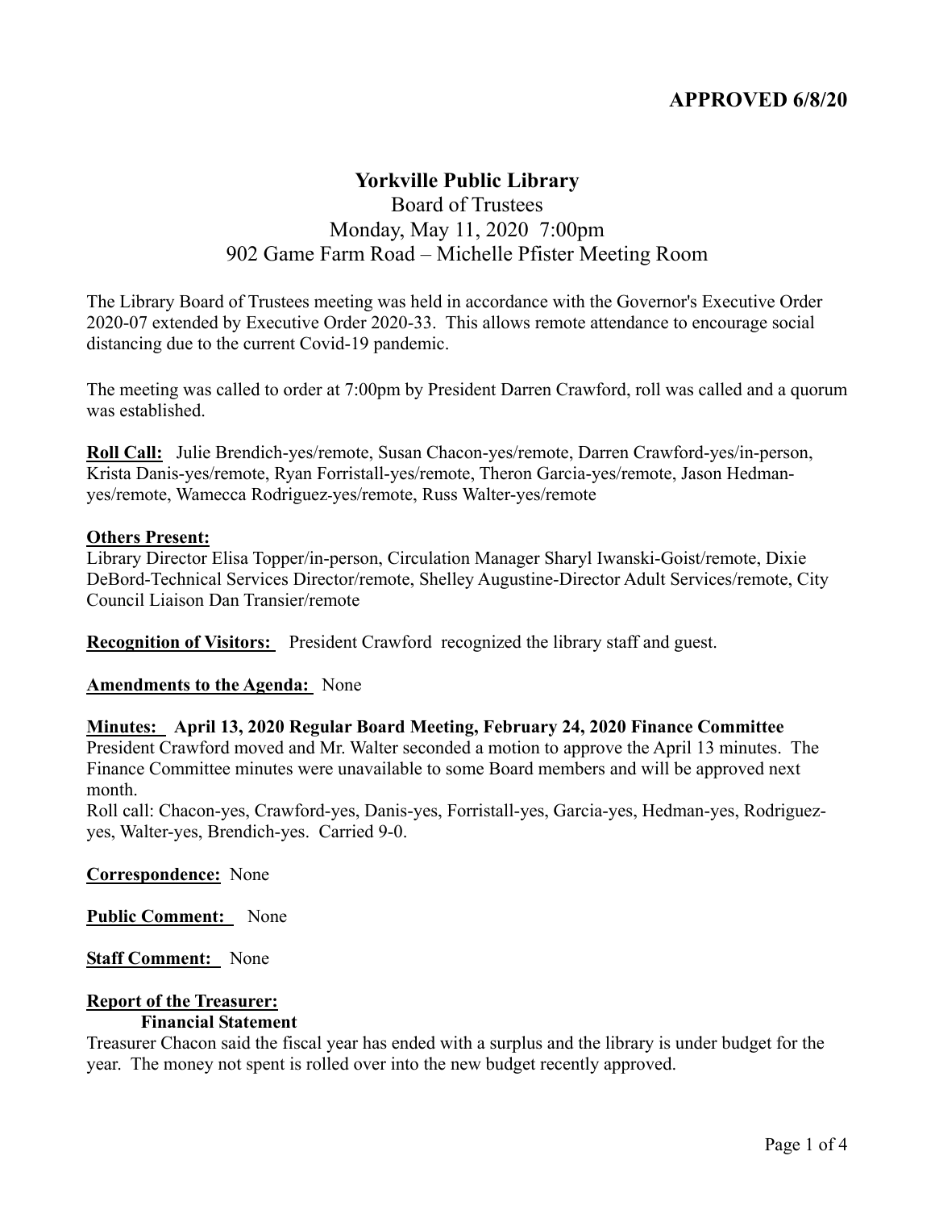**APPROVED 6/8/20**

# Yorkville Public Library

Board of Trustees
Monday, May 11, 2020 7:00pm
902 Game Farm Road – Michelle Pfister Meeting Room

The Library Board of Trustees meeting was held in accordance with the Governor's Executive Order 2020-07 extended by Executive Order 2020-33. This allows remote attendance to encourage social distancing due to the current Covid-19 pandemic.

The meeting was called to order at 7:00pm by President Darren Crawford, roll was called and a quorum was established.

**Roll Call:** Julie Brendich-yes/remote, Susan Chacon-yes/remote, Darren Crawford-yes/in-person, Krista Danis-yes/remote, Ryan Forristall-yes/remote, Theron Garcia-yes/remote, Jason Hedman-yes/remote, Wamecca Rodriguez-yes/remote, Russ Walter-yes/remote

**Others Present:**
Library Director Elisa Topper/in-person, Circulation Manager Sharyl Iwanski-Goist/remote, Dixie DeBord-Technical Services Director/remote, Shelley Augustine-Director Adult Services/remote, City Council Liaison Dan Transier/remote

**Recognition of Visitors:** President Crawford recognized the library staff and guest.

**Amendments to the Agenda:** None

**Minutes: April 13, 2020 Regular Board Meeting, February 24, 2020 Finance Committee**
President Crawford moved and Mr. Walter seconded a motion to approve the April 13 minutes. The Finance Committee minutes were unavailable to some Board members and will be approved next month.
Roll call: Chacon-yes, Crawford-yes, Danis-yes, Forristall-yes, Garcia-yes, Hedman-yes, Rodriguez-yes, Walter-yes, Brendich-yes. Carried 9-0.

**Correspondence:** None

**Public Comment:** None

**Staff Comment:** None

**Report of the Treasurer:**

**Financial Statement**
Treasurer Chacon said the fiscal year has ended with a surplus and the library is under budget for the year. The money not spent is rolled over into the new budget recently approved.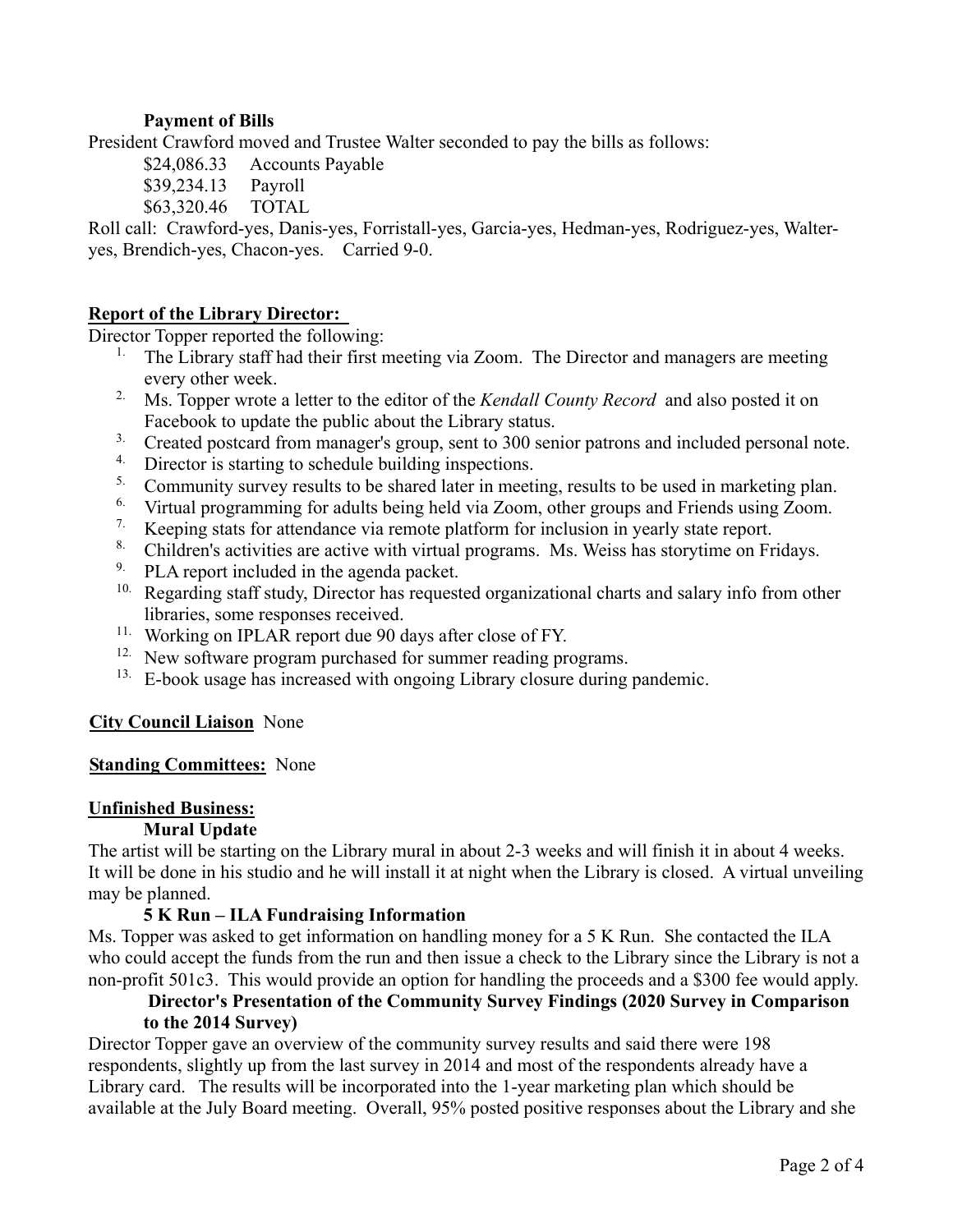**Payment of Bills**

President Crawford moved and Trustee Walter seconded to pay the bills as follows:

| | |
|---|---|
| $24,086.33 | Accounts Payable |
| $39,234.13 | Payroll |
| $63,320.46 | TOTAL |

Roll call: Crawford-yes, Danis-yes, Forristall-yes, Garcia-yes, Hedman-yes, Rodriguez-yes, Walter-yes, Brendich-yes, Chacon-yes. Carried 9-0.

**Report of the Library Director:**

Director Topper reported the following:

1. The Library staff had their first meeting via Zoom. The Director and managers are meeting every other week.
2. Ms. Topper wrote a letter to the editor of the *Kendall County Record* and also posted it on Facebook to update the public about the Library status.
3. Created postcard from manager's group, sent to 300 senior patrons and included personal note.
4. Director is starting to schedule building inspections.
5. Community survey results to be shared later in meeting, results to be used in marketing plan.
6. Virtual programming for adults being held via Zoom, other groups and Friends using Zoom.
7. Keeping stats for attendance via remote platform for inclusion in yearly state report.
8. Children's activities are active with virtual programs. Ms. Weiss has storytime on Fridays.
9. PLA report included in the agenda packet.
10. Regarding staff study, Director has requested organizational charts and salary info from other libraries, some responses received.
11. Working on IPLAR report due 90 days after close of FY.
12. New software program purchased for summer reading programs.
13. E-book usage has increased with ongoing Library closure during pandemic.

**City Council Liaison** None

**Standing Committees:** None

**Unfinished Business:**

**Mural Update**

The artist will be starting on the Library mural in about 2-3 weeks and will finish it in about 4 weeks. It will be done in his studio and he will install it at night when the Library is closed. A virtual unveiling may be planned.

**5 K Run – ILA Fundraising Information**

Ms. Topper was asked to get information on handling money for a 5 K Run. She contacted the ILA who could accept the funds from the run and then issue a check to the Library since the Library is not a non-profit 501c3. This would provide an option for handling the proceeds and a $300 fee would apply.

**Director's Presentation of the Community Survey Findings (2020 Survey in Comparison to the 2014 Survey)**

Director Topper gave an overview of the community survey results and said there were 198 respondents, slightly up from the last survey in 2014 and most of the respondents already have a Library card. The results will be incorporated into the 1-year marketing plan which should be available at the July Board meeting. Overall, 95% posted positive responses about the Library and she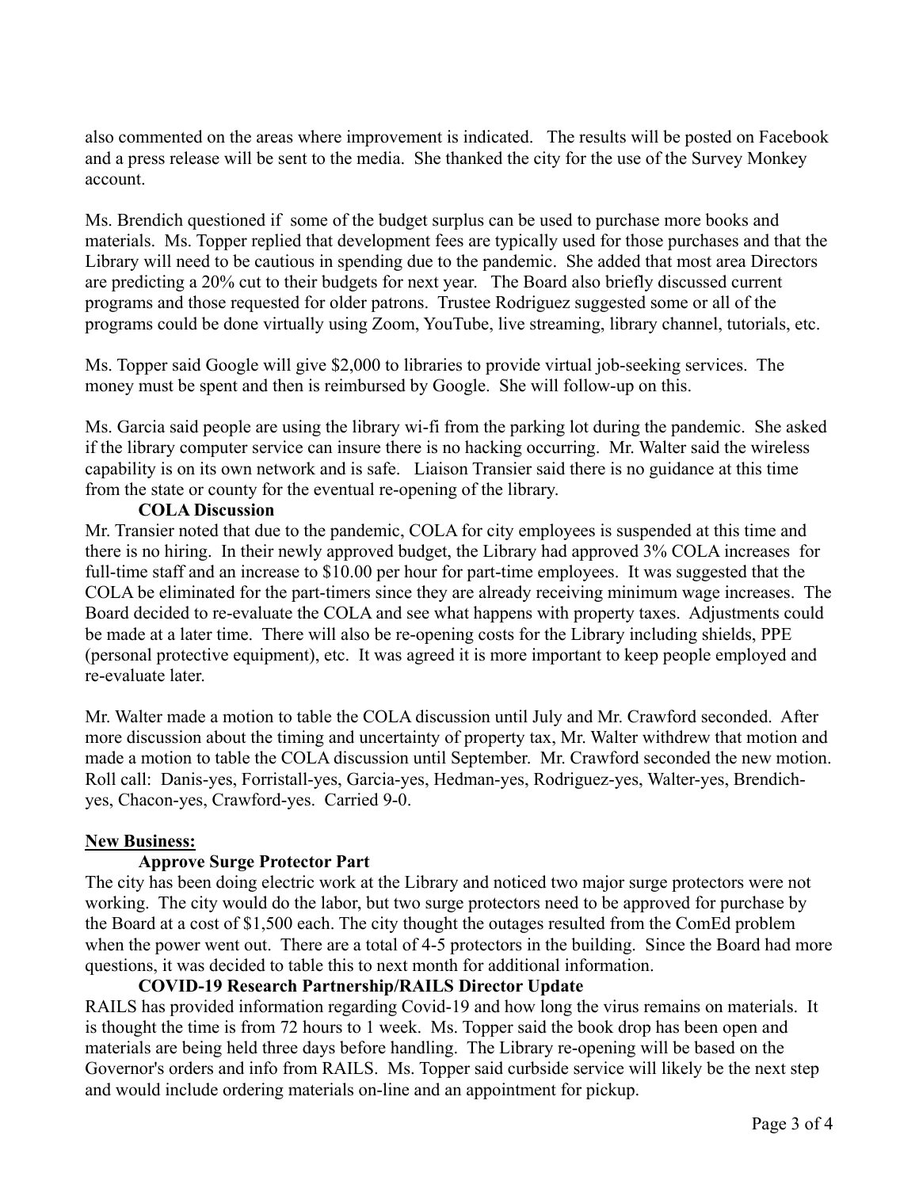also commented on the areas where improvement is indicated. The results will be posted on Facebook and a press release will be sent to the media. She thanked the city for the use of the Survey Monkey account.

Ms. Brendich questioned if some of the budget surplus can be used to purchase more books and materials. Ms. Topper replied that development fees are typically used for those purchases and that the Library will need to be cautious in spending due to the pandemic. She added that most area Directors are predicting a 20% cut to their budgets for next year. The Board also briefly discussed current programs and those requested for older patrons. Trustee Rodriguez suggested some or all of the programs could be done virtually using Zoom, YouTube, live streaming, library channel, tutorials, etc.

Ms. Topper said Google will give $2,000 to libraries to provide virtual job-seeking services. The money must be spent and then is reimbursed by Google. She will follow-up on this.

Ms. Garcia said people are using the library wi-fi from the parking lot during the pandemic. She asked if the library computer service can insure there is no hacking occurring. Mr. Walter said the wireless capability is on its own network and is safe. Liaison Transier said there is no guidance at this time from the state or county for the eventual re-opening of the library.

**COLA Discussion**

Mr. Transier noted that due to the pandemic, COLA for city employees is suspended at this time and there is no hiring. In their newly approved budget, the Library had approved 3% COLA increases for full-time staff and an increase to $10.00 per hour for part-time employees. It was suggested that the COLA be eliminated for the part-timers since they are already receiving minimum wage increases. The Board decided to re-evaluate the COLA and see what happens with property taxes. Adjustments could be made at a later time. There will also be re-opening costs for the Library including shields, PPE (personal protective equipment), etc. It was agreed it is more important to keep people employed and re-evaluate later.

Mr. Walter made a motion to table the COLA discussion until July and Mr. Crawford seconded. After more discussion about the timing and uncertainty of property tax, Mr. Walter withdrew that motion and made a motion to table the COLA discussion until September. Mr. Crawford seconded the new motion. Roll call: Danis-yes, Forristall-yes, Garcia-yes, Hedman-yes, Rodriguez-yes, Walter-yes, Brendich-yes, Chacon-yes, Crawford-yes. Carried 9-0.

**New Business:**

**Approve Surge Protector Part**

The city has been doing electric work at the Library and noticed two major surge protectors were not working. The city would do the labor, but two surge protectors need to be approved for purchase by the Board at a cost of $1,500 each. The city thought the outages resulted from the ComEd problem when the power went out. There are a total of 4-5 protectors in the building. Since the Board had more questions, it was decided to table this to next month for additional information.

**COVID-19 Research Partnership/RAILS Director Update**

RAILS has provided information regarding Covid-19 and how long the virus remains on materials. It is thought the time is from 72 hours to 1 week. Ms. Topper said the book drop has been open and materials are being held three days before handling. The Library re-opening will be based on the Governor's orders and info from RAILS. Ms. Topper said curbside service will likely be the next step and would include ordering materials on-line and an appointment for pickup.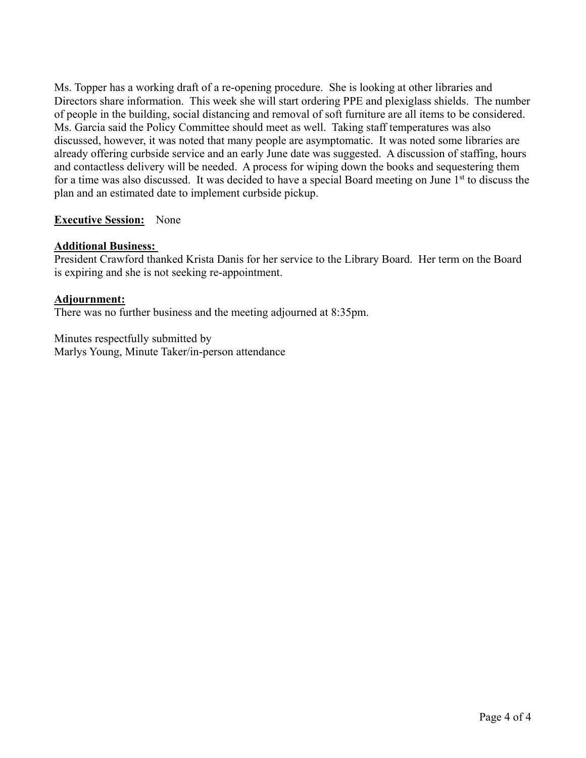Ms. Topper has a working draft of a re-opening procedure. She is looking at other libraries and Directors share information. This week she will start ordering PPE and plexiglass shields. The number of people in the building, social distancing and removal of soft furniture are all items to be considered. Ms. Garcia said the Policy Committee should meet as well. Taking staff temperatures was also discussed, however, it was noted that many people are asymptomatic. It was noted some libraries are already offering curbside service and an early June date was suggested. A discussion of staffing, hours and contactless delivery will be needed. A process for wiping down the books and sequestering them for a time was also discussed. It was decided to have a special Board meeting on June 1st to discuss the plan and an estimated date to implement curbside pickup.

**Executive Session:** None

**Additional Business:**
President Crawford thanked Krista Danis for her service to the Library Board. Her term on the Board is expiring and she is not seeking re-appointment.

**Adjournment:**
There was no further business and the meeting adjourned at 8:35pm.

Minutes respectfully submitted by
Marlys Young, Minute Taker/in-person attendance